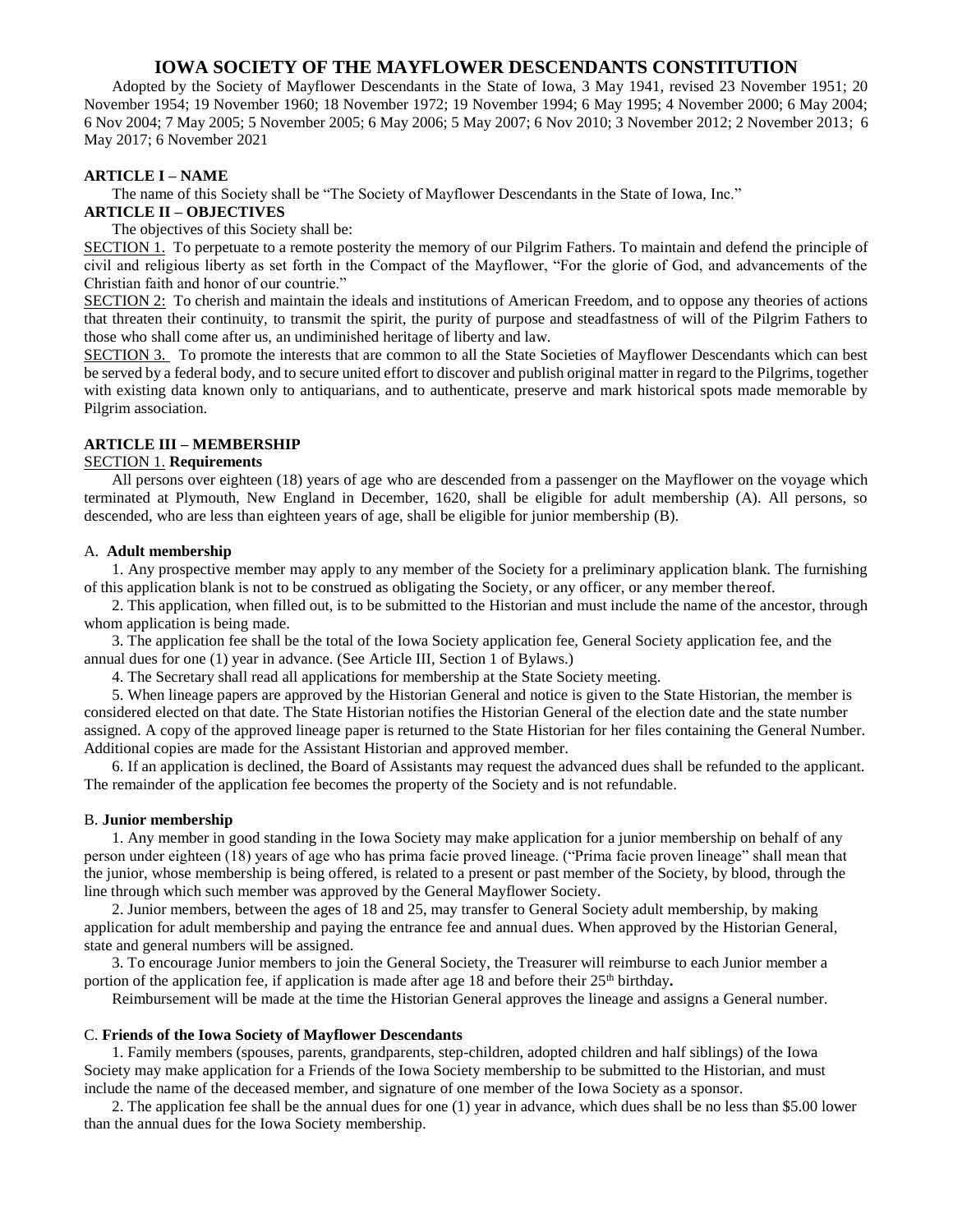# IOWA SOCIETY OF THE MAYFLOWER DESCENDANTS CONSTITUTION

Adopted by the Society of Mayflower Descendants in the State of Iowa, 3 May 1941, revised 23 November 1951; 20 November 1954; 19 November 1960; 18 November 1972; 19 November 1994; 6 May 1995; 4 November 2000; 6 May 2004; 6 Nov 2004; 7 May 2005; 5 November 2005; 6 May 2006; 5 May 2007; 6 Nov 2010; 3 November 2012; 2 November 2013; 6 May 2017; 6 November 2021

## ARTICLE I – NAME

The name of this Society shall be "The Society of Mayflower Descendants in the State of Iowa, Inc."

## ARTICLE II – OBJECTIVES

The objectives of this Society shall be:

SECTION 1. To perpetuate to a remote posterity the memory of our Pilgrim Fathers. To maintain and defend the principle of civil and religious liberty as set forth in the Compact of the Mayflower, "For the glorie of God, and advancements of the Christian faith and honor of our countrie."

SECTION 2: To cherish and maintain the ideals and institutions of American Freedom, and to oppose any theories of actions that threaten their continuity, to transmit the spirit, the purity of purpose and steadfastness of will of the Pilgrim Fathers to those who shall come after us, an undiminished heritage of liberty and law.

SECTION 3. To promote the interests that are common to all the State Societies of Mayflower Descendants which can best be served by a federal body, and to secure united effort to discover and publish original matter in regard to the Pilgrims, together with existing data known only to antiquarians, and to authenticate, preserve and mark historical spots made memorable by Pilgrim association.

## ARTICLE III – MEMBERSHIP

SECTION 1. **Requirements**

All persons over eighteen (18) years of age who are descended from a passenger on the Mayflower on the voyage which terminated at Plymouth, New England in December, 1620, shall be eligible for adult membership (A). All persons, so descended, who are less than eighteen years of age, shall be eligible for junior membership (B).

### A. Adult membership

1. Any prospective member may apply to any member of the Society for a preliminary application blank. The furnishing of this application blank is not to be construed as obligating the Society, or any officer, or any member thereof.

2. This application, when filled out, is to be submitted to the Historian and must include the name of the ancestor, through whom application is being made.

3. The application fee shall be the total of the Iowa Society application fee, General Society application fee, and the annual dues for one (1) year in advance. (See Article III, Section 1 of Bylaws.)

4. The Secretary shall read all applications for membership at the State Society meeting.

5. When lineage papers are approved by the Historian General and notice is given to the State Historian, the member is considered elected on that date. The State Historian notifies the Historian General of the election date and the state number assigned. A copy of the approved lineage paper is returned to the State Historian for her files containing the General Number. Additional copies are made for the Assistant Historian and approved member.

6. If an application is declined, the Board of Assistants may request the advanced dues shall be refunded to the applicant. The remainder of the application fee becomes the property of the Society and is not refundable.

### B. Junior membership

1. Any member in good standing in the Iowa Society may make application for a junior membership on behalf of any person under eighteen (18) years of age who has prima facie proved lineage. ("Prima facie proven lineage" shall mean that the junior, whose membership is being offered, is related to a present or past member of the Society, by blood, through the line through which such member was approved by the General Mayflower Society.

2. Junior members, between the ages of 18 and 25, may transfer to General Society adult membership, by making application for adult membership and paying the entrance fee and annual dues. When approved by the Historian General, state and general numbers will be assigned.

3. To encourage Junior members to join the General Society, the Treasurer will reimburse to each Junior member a portion of the application fee, if application is made after age 18 and before their 25th birthday**.**

Reimbursement will be made at the time the Historian General approves the lineage and assigns a General number.

### C. Friends of the Iowa Society of Mayflower Descendants

1. Family members (spouses, parents, grandparents, step-children, adopted children and half siblings) of the Iowa Society may make application for a Friends of the Iowa Society membership to be submitted to the Historian, and must include the name of the deceased member, and signature of one member of the Iowa Society as a sponsor.

2. The application fee shall be the annual dues for one (1) year in advance, which dues shall be no less than $5.00 lower than the annual dues for the Iowa Society membership.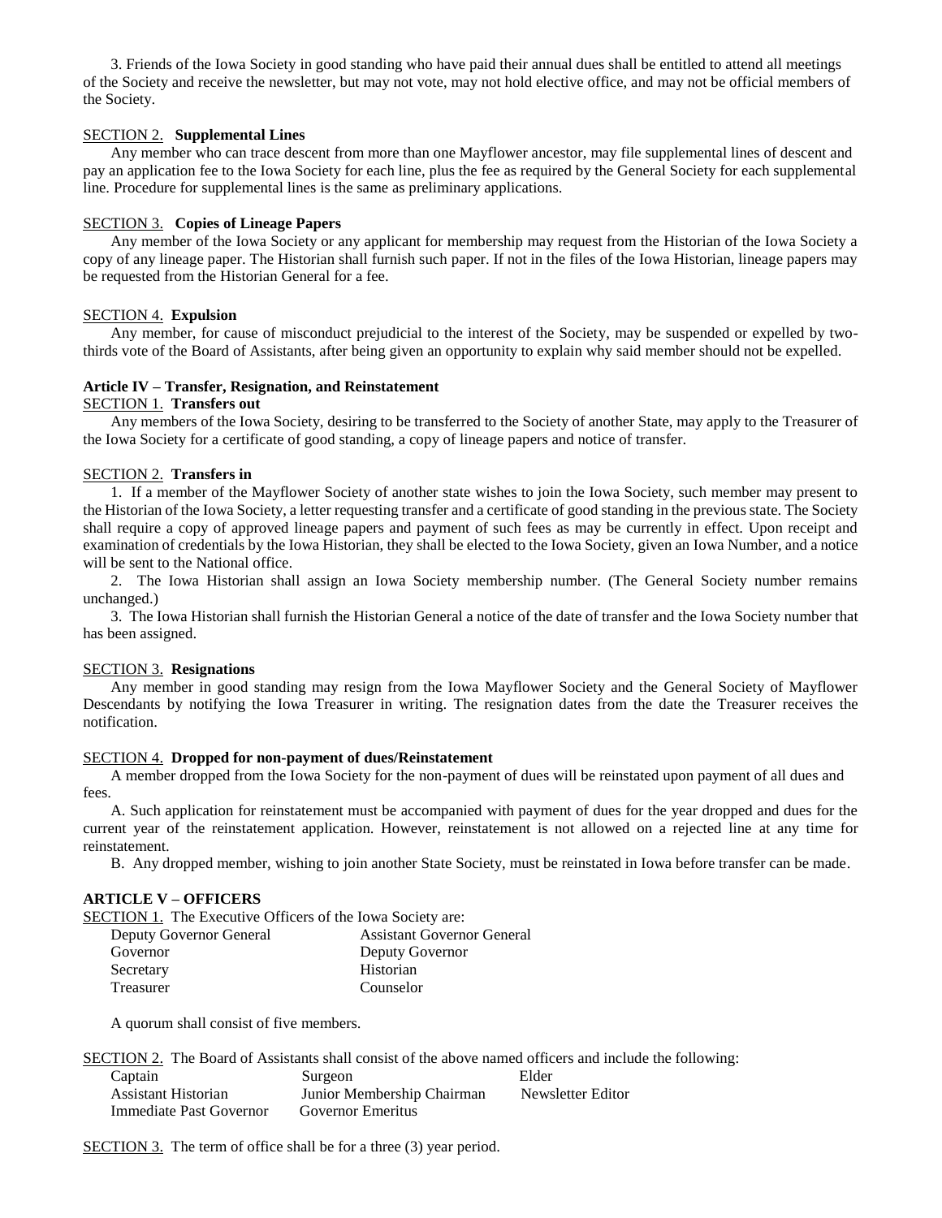3. Friends of the Iowa Society in good standing who have paid their annual dues shall be entitled to attend all meetings of the Society and receive the newsletter, but may not vote, may not hold elective office, and may not be official members of the Society.

SECTION 2. **Supplemental Lines**

Any member who can trace descent from more than one Mayflower ancestor, may file supplemental lines of descent and pay an application fee to the Iowa Society for each line, plus the fee as required by the General Society for each supplemental line. Procedure for supplemental lines is the same as preliminary applications.

SECTION 3. **Copies of Lineage Papers**

Any member of the Iowa Society or any applicant for membership may request from the Historian of the Iowa Society a copy of any lineage paper. The Historian shall furnish such paper. If not in the files of the Iowa Historian, lineage papers may be requested from the Historian General for a fee.

SECTION 4. **Expulsion**

Any member, for cause of misconduct prejudicial to the interest of the Society, may be suspended or expelled by two-thirds vote of the Board of Assistants, after being given an opportunity to explain why said member should not be expelled.

**Article IV – Transfer, Resignation, and Reinstatement**

SECTION 1. **Transfers out**

Any members of the Iowa Society, desiring to be transferred to the Society of another State, may apply to the Treasurer of the Iowa Society for a certificate of good standing, a copy of lineage papers and notice of transfer.

SECTION 2. **Transfers in**

1. If a member of the Mayflower Society of another state wishes to join the Iowa Society, such member may present to the Historian of the Iowa Society, a letter requesting transfer and a certificate of good standing in the previous state. The Society shall require a copy of approved lineage papers and payment of such fees as may be currently in effect. Upon receipt and examination of credentials by the Iowa Historian, they shall be elected to the Iowa Society, given an Iowa Number, and a notice will be sent to the National office.

2. The Iowa Historian shall assign an Iowa Society membership number. (The General Society number remains unchanged.)

3. The Iowa Historian shall furnish the Historian General a notice of the date of transfer and the Iowa Society number that has been assigned.

SECTION 3. **Resignations**

Any member in good standing may resign from the Iowa Mayflower Society and the General Society of Mayflower Descendants by notifying the Iowa Treasurer in writing. The resignation dates from the date the Treasurer receives the notification.

SECTION 4. **Dropped for non-payment of dues/Reinstatement**

A member dropped from the Iowa Society for the non-payment of dues will be reinstated upon payment of all dues and fees.

A. Such application for reinstatement must be accompanied with payment of dues for the year dropped and dues for the current year of the reinstatement application. However, reinstatement is not allowed on a rejected line at any time for reinstatement.

B. Any dropped member, wishing to join another State Society, must be reinstated in Iowa before transfer can be made.

**ARTICLE V – OFFICERS**

SECTION 1. The Executive Officers of the Iowa Society are:

| | |
|---|---|
| Deputy Governor General | Assistant Governor General |
| Governor | Deputy Governor |
| Secretary | Historian |
| Treasurer | Counselor |

A quorum shall consist of five members.

SECTION 2. The Board of Assistants shall consist of the above named officers and include the following:

| | | |
|---|---|---|
| Captain | Surgeon | Elder |
| Assistant Historian | Junior Membership Chairman | Newsletter Editor |
| Immediate Past Governor | Governor Emeritus | |

SECTION 3. The term of office shall be for a three (3) year period.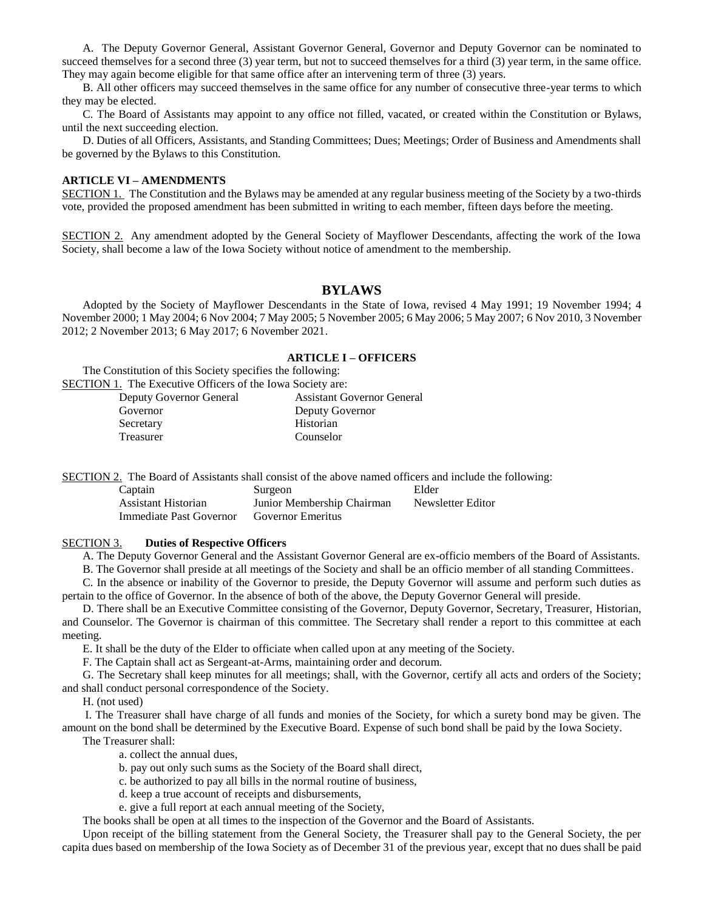A. The Deputy Governor General, Assistant Governor General, Governor and Deputy Governor can be nominated to succeed themselves for a second three (3) year term, but not to succeed themselves for a third (3) year term, in the same office. They may again become eligible for that same office after an intervening term of three (3) years.

B. All other officers may succeed themselves in the same office for any number of consecutive three-year terms to which they may be elected.

C. The Board of Assistants may appoint to any office not filled, vacated, or created within the Constitution or Bylaws, until the next succeeding election.

D. Duties of all Officers, Assistants, and Standing Committees; Dues; Meetings; Order of Business and Amendments shall be governed by the Bylaws to this Constitution.

**ARTICLE VI – AMENDMENTS**

SECTION 1. The Constitution and the Bylaws may be amended at any regular business meeting of the Society by a two-thirds vote, provided the proposed amendment has been submitted in writing to each member, fifteen days before the meeting.

SECTION 2. Any amendment adopted by the General Society of Mayflower Descendants, affecting the work of the Iowa Society, shall become a law of the Iowa Society without notice of amendment to the membership.

## BYLAWS

Adopted by the Society of Mayflower Descendants in the State of Iowa, revised 4 May 1991; 19 November 1994; 4 November 2000; 1 May 2004; 6 Nov 2004; 7 May 2005; 5 November 2005; 6 May 2006; 5 May 2007; 6 Nov 2010, 3 November 2012; 2 November 2013; 6 May 2017; 6 November 2021.

### ARTICLE I – OFFICERS

The Constitution of this Society specifies the following:

SECTION 1. The Executive Officers of the Iowa Society are:

| | |
|---|---|
| Deputy Governor General | Assistant Governor General |
| Governor | Deputy Governor |
| Secretary | Historian |
| Treasurer | Counselor |

SECTION 2. The Board of Assistants shall consist of the above named officers and include the following:

| | | |
|---|---|---|
| Captain | Surgeon | Elder |
| Assistant Historian | Junior Membership Chairman | Newsletter Editor |
| Immediate Past Governor | Governor Emeritus | |

SECTION 3. **Duties of Respective Officers**

A. The Deputy Governor General and the Assistant Governor General are ex-officio members of the Board of Assistants.

B. The Governor shall preside at all meetings of the Society and shall be an officio member of all standing Committees.

C. In the absence or inability of the Governor to preside, the Deputy Governor will assume and perform such duties as pertain to the office of Governor. In the absence of both of the above, the Deputy Governor General will preside.

D. There shall be an Executive Committee consisting of the Governor, Deputy Governor, Secretary, Treasurer, Historian, and Counselor. The Governor is chairman of this committee. The Secretary shall render a report to this committee at each meeting.

E. It shall be the duty of the Elder to officiate when called upon at any meeting of the Society.

F. The Captain shall act as Sergeant-at-Arms, maintaining order and decorum.

G. The Secretary shall keep minutes for all meetings; shall, with the Governor, certify all acts and orders of the Society; and shall conduct personal correspondence of the Society.

H. (not used)

I. The Treasurer shall have charge of all funds and monies of the Society, for which a surety bond may be given. The amount on the bond shall be determined by the Executive Board. Expense of such bond shall be paid by the Iowa Society.

The Treasurer shall:

a. collect the annual dues,

b. pay out only such sums as the Society of the Board shall direct,

c. be authorized to pay all bills in the normal routine of business,

d. keep a true account of receipts and disbursements,

e. give a full report at each annual meeting of the Society,

The books shall be open at all times to the inspection of the Governor and the Board of Assistants.

Upon receipt of the billing statement from the General Society, the Treasurer shall pay to the General Society, the per capita dues based on membership of the Iowa Society as of December 31 of the previous year, except that no dues shall be paid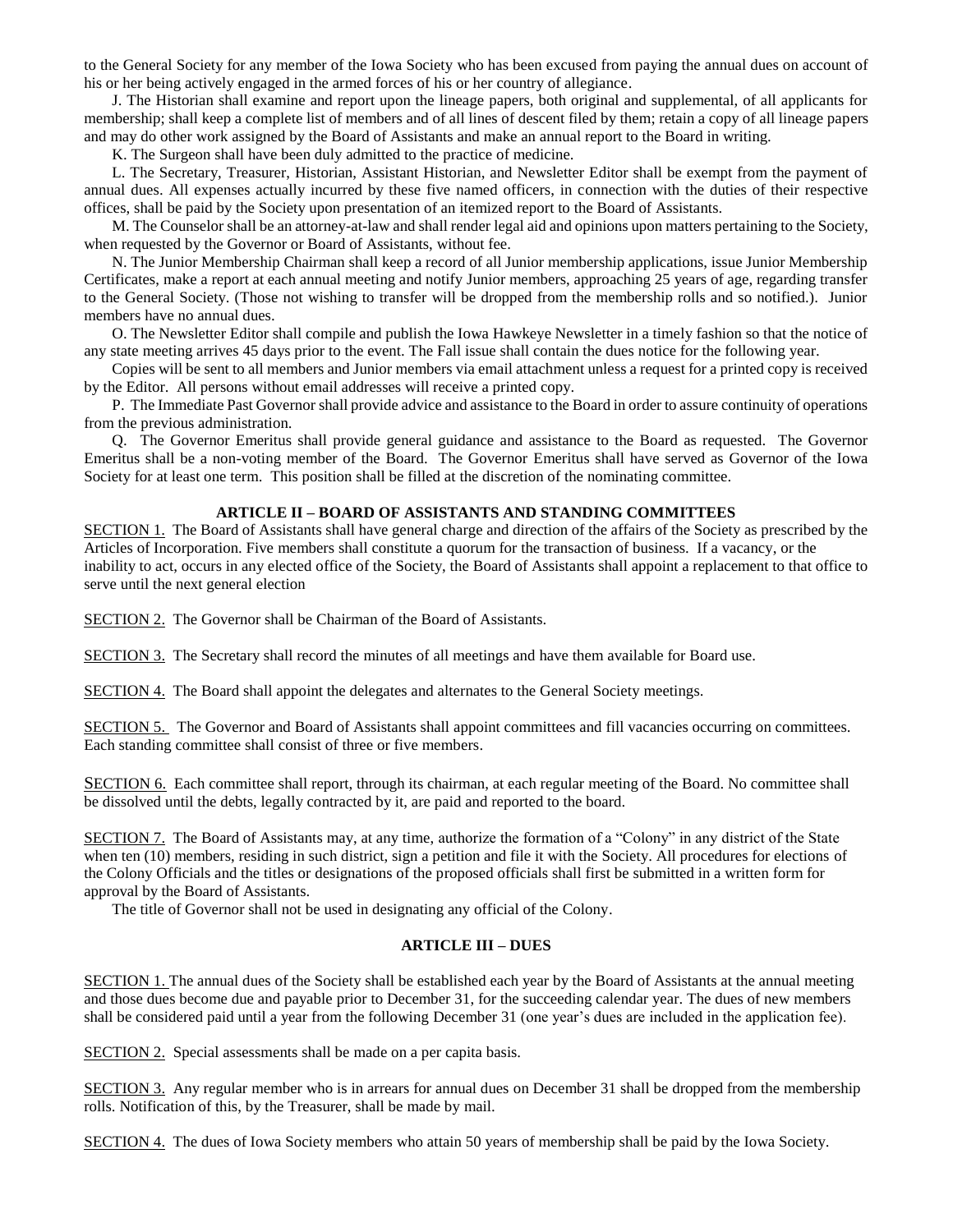to the General Society for any member of the Iowa Society who has been excused from paying the annual dues on account of his or her being actively engaged in the armed forces of his or her country of allegiance.

J. The Historian shall examine and report upon the lineage papers, both original and supplemental, of all applicants for membership; shall keep a complete list of members and of all lines of descent filed by them; retain a copy of all lineage papers and may do other work assigned by the Board of Assistants and make an annual report to the Board in writing.

K. The Surgeon shall have been duly admitted to the practice of medicine.

L. The Secretary, Treasurer, Historian, Assistant Historian, and Newsletter Editor shall be exempt from the payment of annual dues. All expenses actually incurred by these five named officers, in connection with the duties of their respective offices, shall be paid by the Society upon presentation of an itemized report to the Board of Assistants.

M. The Counselor shall be an attorney-at-law and shall render legal aid and opinions upon matters pertaining to the Society, when requested by the Governor or Board of Assistants, without fee.

N. The Junior Membership Chairman shall keep a record of all Junior membership applications, issue Junior Membership Certificates, make a report at each annual meeting and notify Junior members, approaching 25 years of age, regarding transfer to the General Society. (Those not wishing to transfer will be dropped from the membership rolls and so notified.). Junior members have no annual dues.

O. The Newsletter Editor shall compile and publish the Iowa Hawkeye Newsletter in a timely fashion so that the notice of any state meeting arrives 45 days prior to the event. The Fall issue shall contain the dues notice for the following year.

Copies will be sent to all members and Junior members via email attachment unless a request for a printed copy is received by the Editor. All persons without email addresses will receive a printed copy.

P. The Immediate Past Governor shall provide advice and assistance to the Board in order to assure continuity of operations from the previous administration.

Q. The Governor Emeritus shall provide general guidance and assistance to the Board as requested. The Governor Emeritus shall be a non-voting member of the Board. The Governor Emeritus shall have served as Governor of the Iowa Society for at least one term. This position shall be filled at the discretion of the nominating committee.

## ARTICLE II – BOARD OF ASSISTANTS AND STANDING COMMITTEES

SECTION 1. The Board of Assistants shall have general charge and direction of the affairs of the Society as prescribed by the Articles of Incorporation. Five members shall constitute a quorum for the transaction of business. If a vacancy, or the inability to act, occurs in any elected office of the Society, the Board of Assistants shall appoint a replacement to that office to serve until the next general election

SECTION 2. The Governor shall be Chairman of the Board of Assistants.

SECTION 3. The Secretary shall record the minutes of all meetings and have them available for Board use.

SECTION 4. The Board shall appoint the delegates and alternates to the General Society meetings.

SECTION 5. The Governor and Board of Assistants shall appoint committees and fill vacancies occurring on committees. Each standing committee shall consist of three or five members.

SECTION 6. Each committee shall report, through its chairman, at each regular meeting of the Board. No committee shall be dissolved until the debts, legally contracted by it, are paid and reported to the board.

SECTION 7. The Board of Assistants may, at any time, authorize the formation of a "Colony" in any district of the State when ten (10) members, residing in such district, sign a petition and file it with the Society. All procedures for elections of the Colony Officials and the titles or designations of the proposed officials shall first be submitted in a written form for approval by the Board of Assistants.

The title of Governor shall not be used in designating any official of the Colony.

## ARTICLE III – DUES

SECTION 1. The annual dues of the Society shall be established each year by the Board of Assistants at the annual meeting and those dues become due and payable prior to December 31, for the succeeding calendar year. The dues of new members shall be considered paid until a year from the following December 31 (one year's dues are included in the application fee).

SECTION 2. Special assessments shall be made on a per capita basis.

SECTION 3. Any regular member who is in arrears for annual dues on December 31 shall be dropped from the membership rolls. Notification of this, by the Treasurer, shall be made by mail.

SECTION 4. The dues of Iowa Society members who attain 50 years of membership shall be paid by the Iowa Society.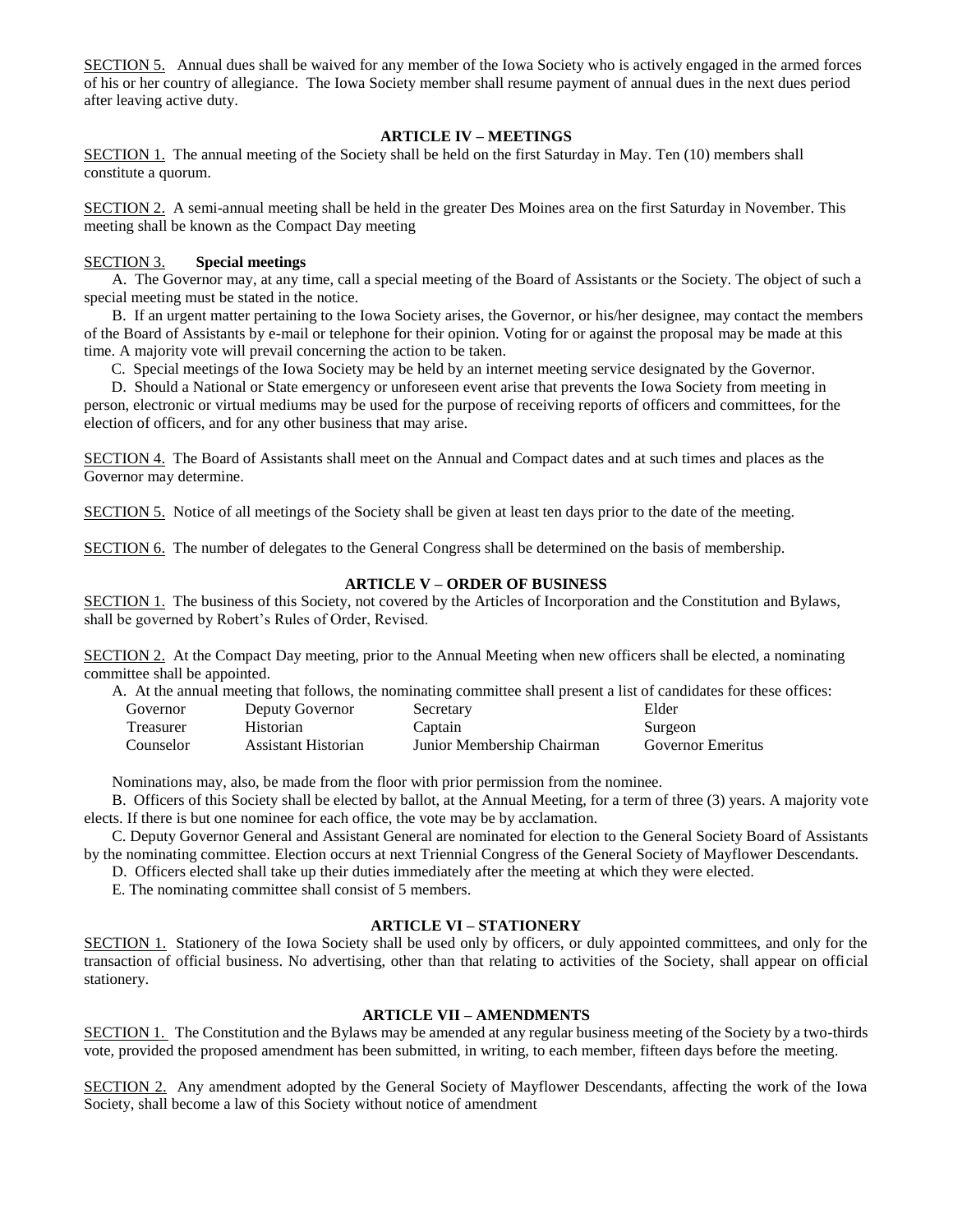<u>SECTION 5.</u> Annual dues shall be waived for any member of the Iowa Society who is actively engaged in the armed forces of his or her country of allegiance. The Iowa Society member shall resume payment of annual dues in the next dues period after leaving active duty.

### ARTICLE IV – MEETINGS

<u>SECTION 1.</u> The annual meeting of the Society shall be held on the first Saturday in May. Ten (10) members shall constitute a quorum.

<u>SECTION 2.</u> A semi-annual meeting shall be held in the greater Des Moines area on the first Saturday in November. This meeting shall be known as the Compact Day meeting

<u>SECTION 3.</u> **Special meetings**

A. The Governor may, at any time, call a special meeting of the Board of Assistants or the Society. The object of such a special meeting must be stated in the notice.

B. If an urgent matter pertaining to the Iowa Society arises, the Governor, or his/her designee, may contact the members of the Board of Assistants by e-mail or telephone for their opinion. Voting for or against the proposal may be made at this time. A majority vote will prevail concerning the action to be taken.

C. Special meetings of the Iowa Society may be held by an internet meeting service designated by the Governor.

D. Should a National or State emergency or unforeseen event arise that prevents the Iowa Society from meeting in person, electronic or virtual mediums may be used for the purpose of receiving reports of officers and committees, for the election of officers, and for any other business that may arise.

<u>SECTION 4.</u> The Board of Assistants shall meet on the Annual and Compact dates and at such times and places as the Governor may determine.

<u>SECTION 5.</u> Notice of all meetings of the Society shall be given at least ten days prior to the date of the meeting.

<u>SECTION 6.</u> The number of delegates to the General Congress shall be determined on the basis of membership.

### ARTICLE V – ORDER OF BUSINESS

<u>SECTION 1.</u> The business of this Society, not covered by the Articles of Incorporation and the Constitution and Bylaws, shall be governed by Robert's Rules of Order, Revised.

<u>SECTION 2.</u> At the Compact Day meeting, prior to the Annual Meeting when new officers shall be elected, a nominating committee shall be appointed.

A. At the annual meeting that follows, the nominating committee shall present a list of candidates for these offices:

| | | | |
|---|---|---|---|
| Governor | Deputy Governor | Secretary | Elder |
| Treasurer | Historian | Captain | Surgeon |
| Counselor | Assistant Historian | Junior Membership Chairman | Governor Emeritus |

Nominations may, also, be made from the floor with prior permission from the nominee.

B. Officers of this Society shall be elected by ballot, at the Annual Meeting, for a term of three (3) years. A majority vote elects. If there is but one nominee for each office, the vote may be by acclamation.

C. Deputy Governor General and Assistant General are nominated for election to the General Society Board of Assistants by the nominating committee. Election occurs at next Triennial Congress of the General Society of Mayflower Descendants.

D. Officers elected shall take up their duties immediately after the meeting at which they were elected.

E. The nominating committee shall consist of 5 members.

### ARTICLE VI – STATIONERY

<u>SECTION 1.</u> Stationery of the Iowa Society shall be used only by officers, or duly appointed committees, and only for the transaction of official business. No advertising, other than that relating to activities of the Society, shall appear on official stationery.

### ARTICLE VII – AMENDMENTS

<u>SECTION 1.</u> The Constitution and the Bylaws may be amended at any regular business meeting of the Society by a two-thirds vote, provided the proposed amendment has been submitted, in writing, to each member, fifteen days before the meeting.

<u>SECTION 2.</u> Any amendment adopted by the General Society of Mayflower Descendants, affecting the work of the Iowa Society, shall become a law of this Society without notice of amendment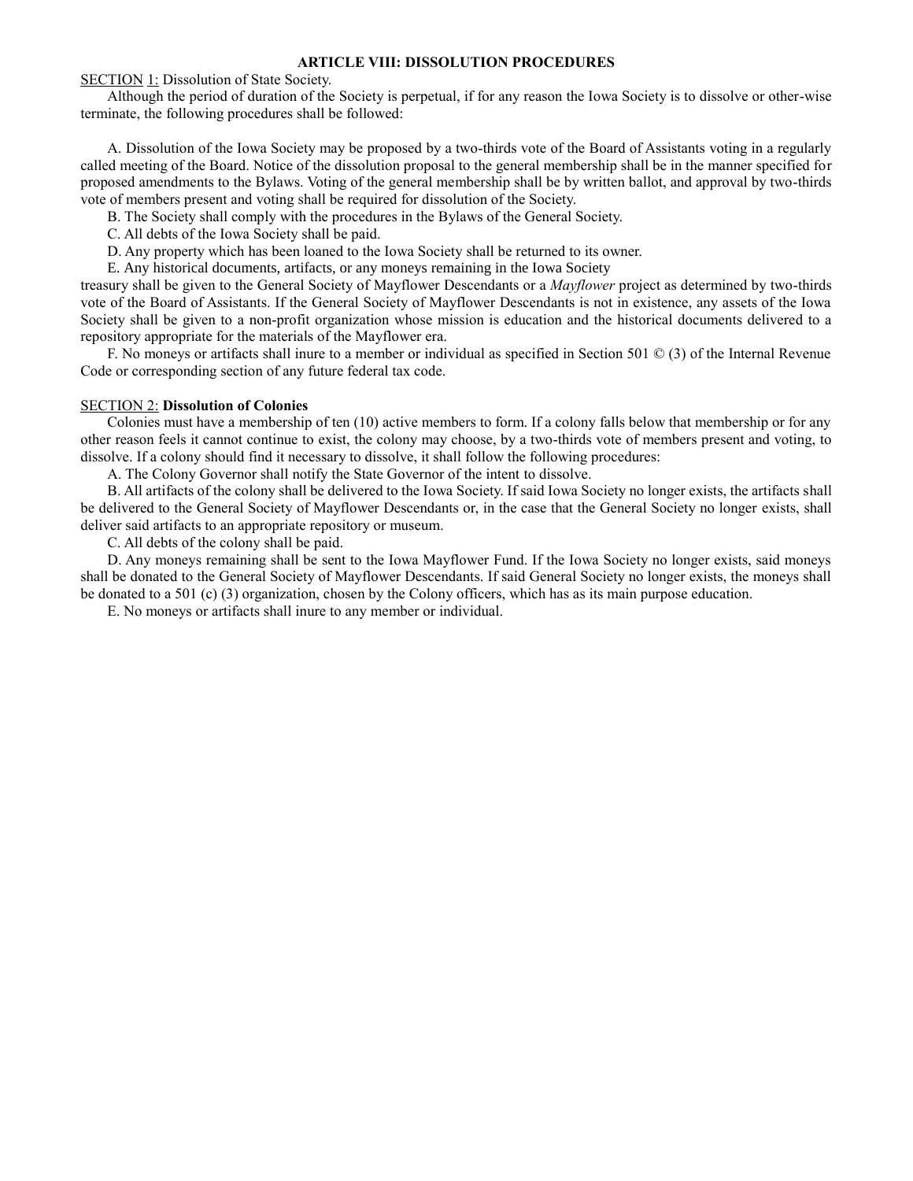## ARTICLE VIII: DISSOLUTION PROCEDURES

SECTION 1: Dissolution of State Society.

Although the period of duration of the Society is perpetual, if for any reason the Iowa Society is to dissolve or other-wise terminate, the following procedures shall be followed:

A. Dissolution of the Iowa Society may be proposed by a two-thirds vote of the Board of Assistants voting in a regularly called meeting of the Board. Notice of the dissolution proposal to the general membership shall be in the manner specified for proposed amendments to the Bylaws. Voting of the general membership shall be by written ballot, and approval by two-thirds vote of members present and voting shall be required for dissolution of the Society.

B. The Society shall comply with the procedures in the Bylaws of the General Society.

C. All debts of the Iowa Society shall be paid.

D. Any property which has been loaned to the Iowa Society shall be returned to its owner.

E. Any historical documents, artifacts, or any moneys remaining in the Iowa Society treasury shall be given to the General Society of Mayflower Descendants or a *Mayflower* project as determined by two-thirds vote of the Board of Assistants. If the General Society of Mayflower Descendants is not in existence, any assets of the Iowa Society shall be given to a non-profit organization whose mission is education and the historical documents delivered to a repository appropriate for the materials of the Mayflower era.

F. No moneys or artifacts shall inure to a member or individual as specified in Section 501 © (3) of the Internal Revenue Code or corresponding section of any future federal tax code.

SECTION 2: **Dissolution of Colonies**

Colonies must have a membership of ten (10) active members to form. If a colony falls below that membership or for any other reason feels it cannot continue to exist, the colony may choose, by a two-thirds vote of members present and voting, to dissolve. If a colony should find it necessary to dissolve, it shall follow the following procedures:

A. The Colony Governor shall notify the State Governor of the intent to dissolve.

B. All artifacts of the colony shall be delivered to the Iowa Society. If said Iowa Society no longer exists, the artifacts shall be delivered to the General Society of Mayflower Descendants or, in the case that the General Society no longer exists, shall deliver said artifacts to an appropriate repository or museum.

C. All debts of the colony shall be paid.

D. Any moneys remaining shall be sent to the Iowa Mayflower Fund. If the Iowa Society no longer exists, said moneys shall be donated to the General Society of Mayflower Descendants. If said General Society no longer exists, the moneys shall be donated to a 501 (c) (3) organization, chosen by the Colony officers, which has as its main purpose education.

E. No moneys or artifacts shall inure to any member or individual.